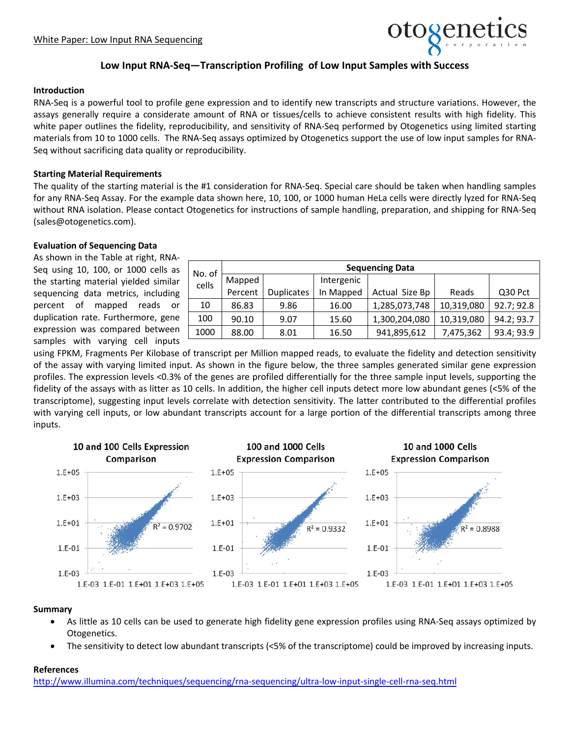White Paper: Low Input RNA Sequencing

# Low Input RNA-Seq—Transcription Profiling of Low Input Samples with Success

### Introduction

RNA-Seq is a powerful tool to profile gene expression and to identify new transcripts and structure variations. However, the assays generally require a considerate amount of RNA or tissues/cells to achieve consistent results with high fidelity. This white paper outlines the fidelity, reproducibility, and sensitivity of RNA-Seq performed by Otogenetics using limited starting materials from 10 to 1000 cells. The RNA-Seq assays optimized by Otogenetics support the use of low input samples for RNA-Seq without sacrificing data quality or reproducibility.

### Starting Material Requirements

The quality of the starting material is the #1 consideration for RNA-Seq. Special care should be taken when handling samples for any RNA-Seq Assay. For the example data shown here, 10, 100, or 1000 human HeLa cells were directly lyzed for RNA-Seq without RNA isolation. Please contact Otogenetics for instructions of sample handling, preparation, and shipping for RNA-Seq (sales@otogenetics.com).

### Evaluation of Sequencing Data

As shown in the Table at right, RNA-Seq using 10, 100, or 1000 cells as the starting material yielded similar sequencing data metrics, including percent of mapped reads or duplication rate. Furthermore, gene expression was compared between samples with varying cell inputs using FPKM, Fragments Per Kilobase of transcript per Million mapped reads, to evaluate the fidelity and detection sensitivity of the assay with varying limited input. As shown in the figure below, the three samples generated similar gene expression profiles. The expression levels <0.3% of the genes are profiled differentially for the three sample input levels, supporting the fidelity of the assays with as litter as 10 cells. In addition, the higher cell inputs detect more low abundant genes (<5% of the transcriptome), suggesting input levels correlate with detection sensitivity. The latter contributed to the differential profiles with varying cell inputs, or low abundant transcripts account for a large portion of the differential transcripts among three inputs.

| No. of cells | Sequencing Data | | | | | |
|---|---|---|---|---|---|---|
| | Mapped Percent | Duplicates | Intergenic In Mapped | Actual Size Bp | Reads | Q30 Pct |
| 10 | 86.83 | 9.86 | 16.00 | 1,285,073,748 | 10,319,080 | 92.7; 92.8 |
| 100 | 90.10 | 9.07 | 15.60 | 1,300,204,080 | 10,319,080 | 94.2; 93.7 |
| 1000 | 88.00 | 8.01 | 16.50 | 941,895,612 | 7,475,362 | 93.4; 93.9 |

10 and 100 Cells Expression Comparison ($R^2 = 0.9702$)

100 and 1000 Cells Expression Comparison ($R^2 = 0.9332$)

10 and 1000 Cells Expression Comparison ($R^2 = 0.8988$)

### Summary

- As little as 10 cells can be used to generate high fidelity gene expression profiles using RNA-Seq assays optimized by Otogenetics.
- The sensitivity to detect low abundant transcripts (<5% of the transcriptome) could be improved by increasing inputs.

### References

http://www.illumina.com/techniques/sequencing/rna-sequencing/ultra-low-input-single-cell-rna-seq.html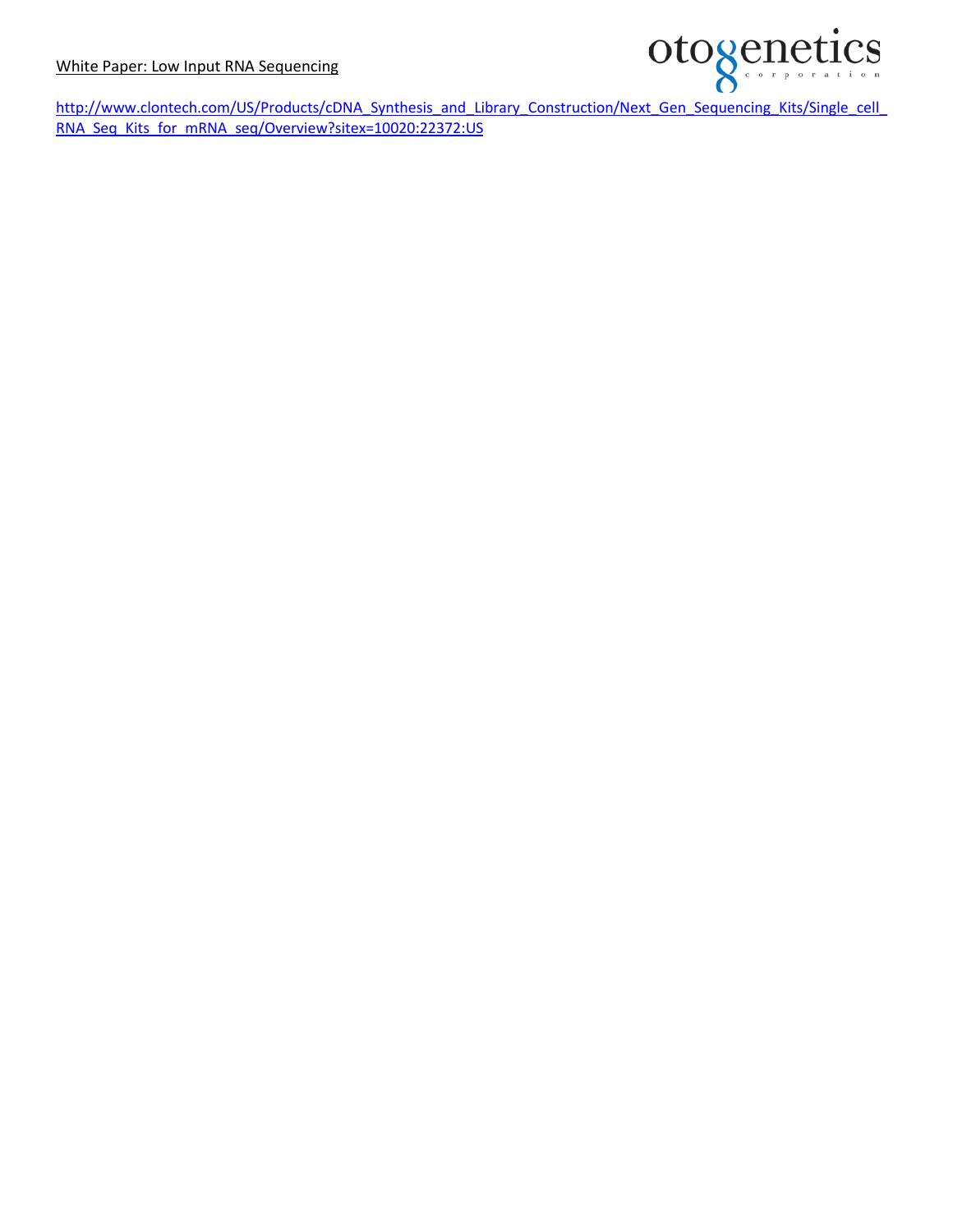http://www.clontech.com/US/Products/cDNA_Synthesis_and_Library_Construction/Next_Gen_Sequencing_Kits/Single_cell_RNA_Seq_Kits_for_mRNA_seq/Overview?sitex=10020:22372:US